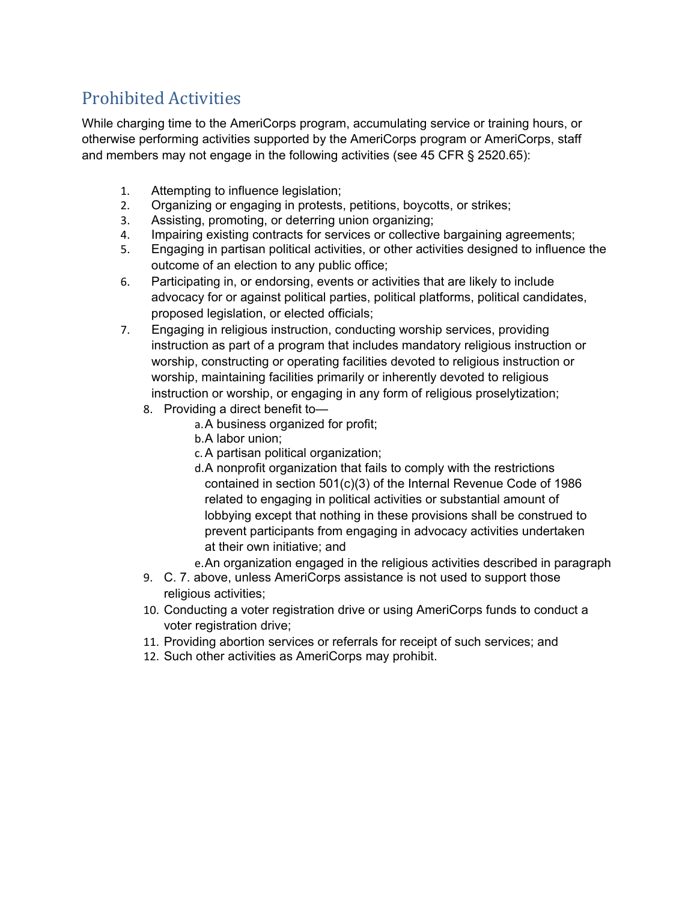## Prohibited Activities

While charging time to the AmeriCorps program, accumulating service or training hours, or otherwise performing activities supported by the AmeriCorps program or AmeriCorps, staff and members may not engage in the following activities (see 45 CFR § 2520.65):

1. Attempting to influence legislation;
2. Organizing or engaging in protests, petitions, boycotts, or strikes;
3. Assisting, promoting, or deterring union organizing;
4. Impairing existing contracts for services or collective bargaining agreements;
5. Engaging in partisan political activities, or other activities designed to influence the outcome of an election to any public office;
6. Participating in, or endorsing, events or activities that are likely to include advocacy for or against political parties, political platforms, political candidates, proposed legislation, or elected officials;
7. Engaging in religious instruction, conducting worship services, providing instruction as part of a program that includes mandatory religious instruction or worship, constructing or operating facilities devoted to religious instruction or worship, maintaining facilities primarily or inherently devoted to religious instruction or worship, or engaging in any form of religious proselytization;
8. Providing a direct benefit to—
   a. A business organized for profit;
   b. A labor union;
   c. A partisan political organization;
   d. A nonprofit organization that fails to comply with the restrictions contained in section 501(c)(3) of the Internal Revenue Code of 1986 related to engaging in political activities or substantial amount of lobbying except that nothing in these provisions shall be construed to prevent participants from engaging in advocacy activities undertaken at their own initiative; and
   e. An organization engaged in the religious activities described in paragraph
9. C. 7. above, unless AmeriCorps assistance is not used to support those religious activities;
10. Conducting a voter registration drive or using AmeriCorps funds to conduct a voter registration drive;
11. Providing abortion services or referrals for receipt of such services; and
12. Such other activities as AmeriCorps may prohibit.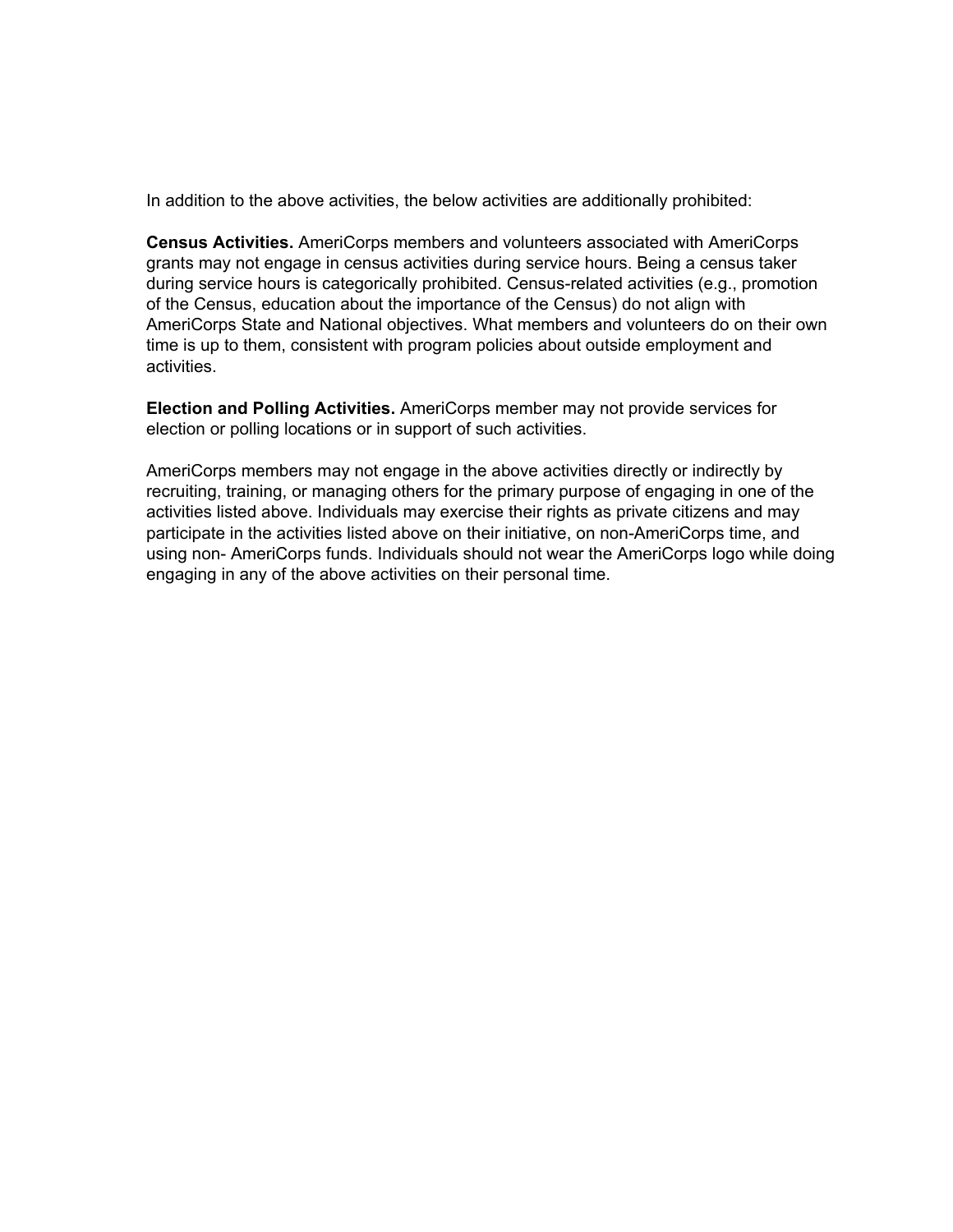In addition to the above activities, the below activities are additionally prohibited:

**Census Activities.** AmeriCorps members and volunteers associated with AmeriCorps grants may not engage in census activities during service hours. Being a census taker during service hours is categorically prohibited. Census-related activities (e.g., promotion of the Census, education about the importance of the Census) do not align with AmeriCorps State and National objectives. What members and volunteers do on their own time is up to them, consistent with program policies about outside employment and activities.

**Election and Polling Activities.** AmeriCorps member may not provide services for election or polling locations or in support of such activities.

AmeriCorps members may not engage in the above activities directly or indirectly by recruiting, training, or managing others for the primary purpose of engaging in one of the activities listed above. Individuals may exercise their rights as private citizens and may participate in the activities listed above on their initiative, on non-AmeriCorps time, and using non- AmeriCorps funds. Individuals should not wear the AmeriCorps logo while doing engaging in any of the above activities on their personal time.